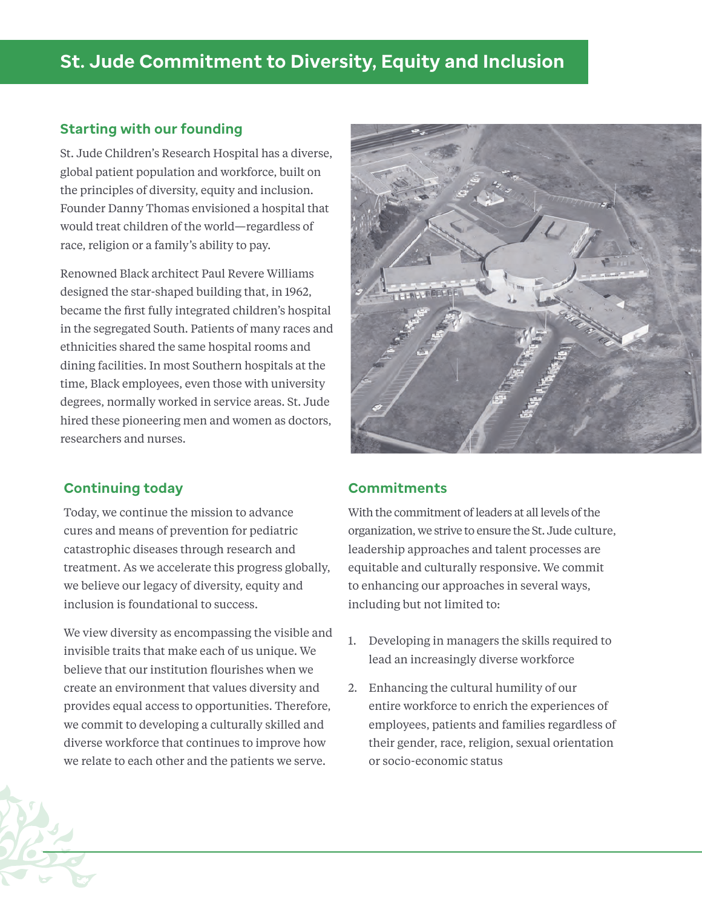# St. Jude Commitment to Diversity, Equity and Inclusion

## Starting with our founding

St. Jude Children's Research Hospital has a diverse, global patient population and workforce, built on the principles of diversity, equity and inclusion. Founder Danny Thomas envisioned a hospital that would treat children of the world—regardless of race, religion or a family's ability to pay.

Renowned Black architect Paul Revere Williams designed the star-shaped building that, in 1962, became the first fully integrated children's hospital in the segregated South. Patients of many races and ethnicities shared the same hospital rooms and dining facilities. In most Southern hospitals at the time, Black employees, even those with university degrees, normally worked in service areas. St. Jude hired these pioneering men and women as doctors, researchers and nurses.

## Continuing today

Today, we continue the mission to advance cures and means of prevention for pediatric catastrophic diseases through research and treatment. As we accelerate this progress globally, we believe our legacy of diversity, equity and inclusion is foundational to success.

We view diversity as encompassing the visible and invisible traits that make each of us unique. We believe that our institution flourishes when we create an environment that values diversity and provides equal access to opportunities. Therefore, we commit to developing a culturally skilled and diverse workforce that continues to improve how we relate to each other and the patients we serve.

## Commitments

With the commitment of leaders at all levels of the organization, we strive to ensure the St. Jude culture, leadership approaches and talent processes are equitable and culturally responsive. We commit to enhancing our approaches in several ways, including but not limited to:

1. Developing in managers the skills required to lead an increasingly diverse workforce
2. Enhancing the cultural humility of our entire workforce to enrich the experiences of employees, patients and families regardless of their gender, race, religion, sexual orientation or socio-economic status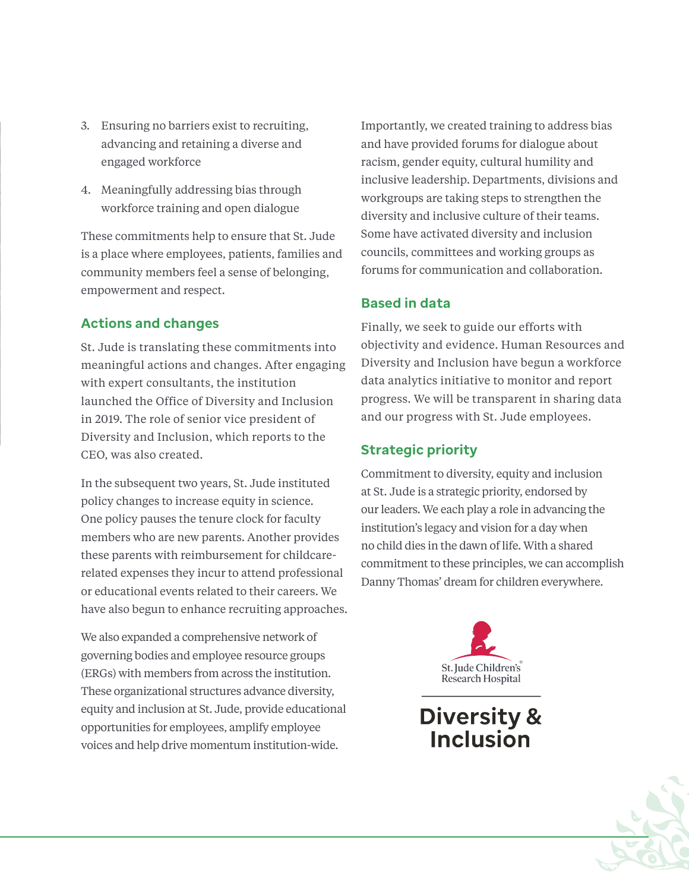3. Ensuring no barriers exist to recruiting, advancing and retaining a diverse and engaged workforce
4. Meaningfully addressing bias through workforce training and open dialogue

These commitments help to ensure that St. Jude is a place where employees, patients, families and community members feel a sense of belonging, empowerment and respect.

## Actions and changes

St. Jude is translating these commitments into meaningful actions and changes. After engaging with expert consultants, the institution launched the Office of Diversity and Inclusion in 2019. The role of senior vice president of Diversity and Inclusion, which reports to the CEO, was also created.

In the subsequent two years, St. Jude instituted policy changes to increase equity in science. One policy pauses the tenure clock for faculty members who are new parents. Another provides these parents with reimbursement for childcare-related expenses they incur to attend professional or educational events related to their careers. We have also begun to enhance recruiting approaches.

We also expanded a comprehensive network of governing bodies and employee resource groups (ERGs) with members from across the institution. These organizational structures advance diversity, equity and inclusion at St. Jude, provide educational opportunities for employees, amplify employee voices and help drive momentum institution-wide.

Importantly, we created training to address bias and have provided forums for dialogue about racism, gender equity, cultural humility and inclusive leadership. Departments, divisions and workgroups are taking steps to strengthen the diversity and inclusive culture of their teams. Some have activated diversity and inclusion councils, committees and working groups as forums for communication and collaboration.

## Based in data

Finally, we seek to guide our efforts with objectivity and evidence. Human Resources and Diversity and Inclusion have begun a workforce data analytics initiative to monitor and report progress. We will be transparent in sharing data and our progress with St. Jude employees.

## Strategic priority

Commitment to diversity, equity and inclusion at St. Jude is a strategic priority, endorsed by our leaders. We each play a role in advancing the institution's legacy and vision for a day when no child dies in the dawn of life. With a shared commitment to these principles, we can accomplish Danny Thomas' dream for children everywhere.

St. Jude Children's Research Hospital

**Diversity & Inclusion**